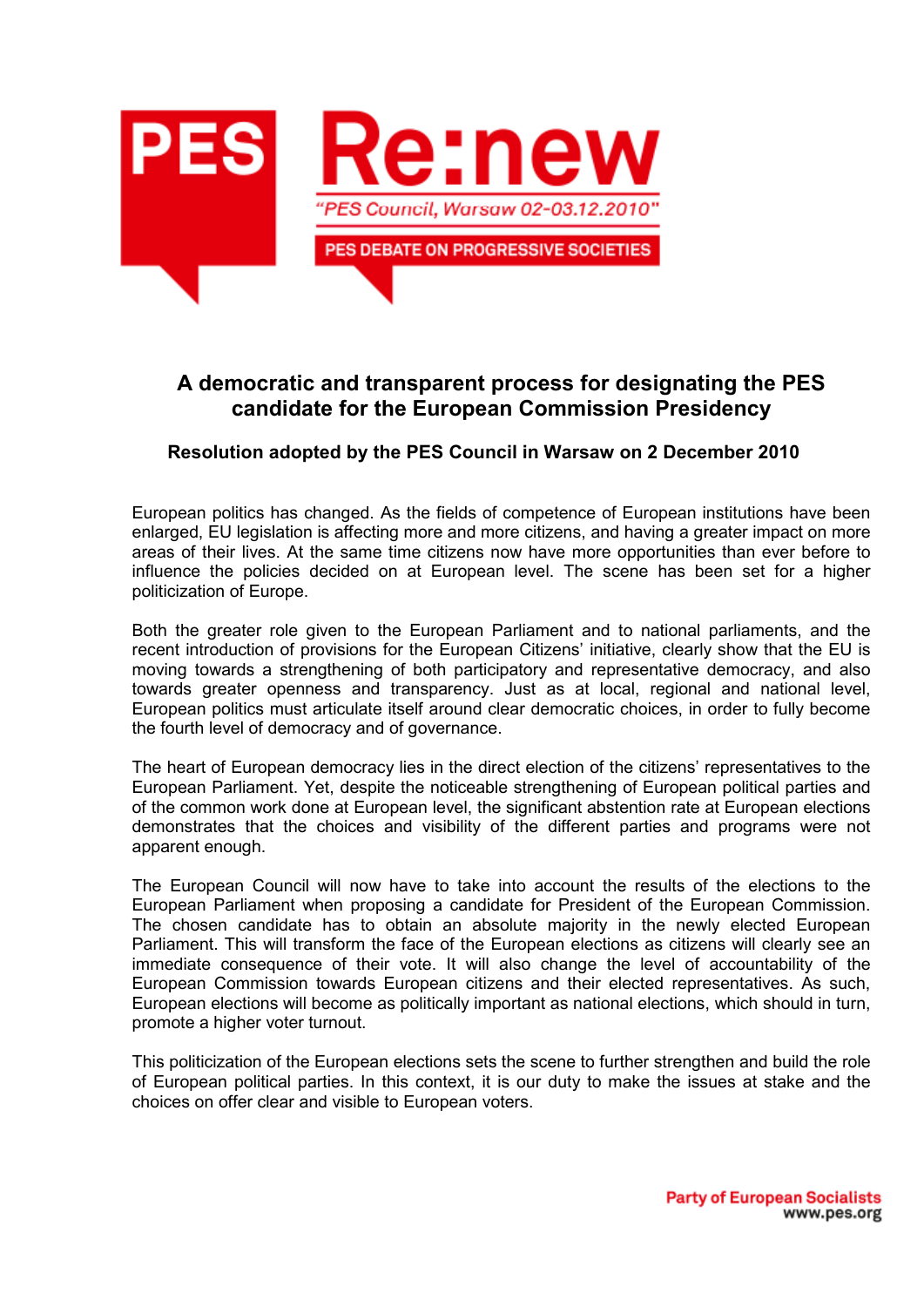PES Re:new

*"PES Council, Warsaw 02-03.12.2010"*

PES DEBATE ON PROGRESSIVE SOCIETIES

# A democratic and transparent process for designating the PES candidate for the European Commission Presidency

**Resolution adopted by the PES Council in Warsaw on 2 December 2010**

European politics has changed. As the fields of competence of European institutions have been enlarged, EU legislation is affecting more and more citizens, and having a greater impact on more areas of their lives. At the same time citizens now have more opportunities than ever before to influence the policies decided on at European level. The scene has been set for a higher politicization of Europe.

Both the greater role given to the European Parliament and to national parliaments, and the recent introduction of provisions for the European Citizens' initiative, clearly show that the EU is moving towards a strengthening of both participatory and representative democracy, and also towards greater openness and transparency. Just as at local, regional and national level, European politics must articulate itself around clear democratic choices, in order to fully become the fourth level of democracy and of governance.

The heart of European democracy lies in the direct election of the citizens' representatives to the European Parliament. Yet, despite the noticeable strengthening of European political parties and of the common work done at European level, the significant abstention rate at European elections demonstrates that the choices and visibility of the different parties and programs were not apparent enough.

The European Council will now have to take into account the results of the elections to the European Parliament when proposing a candidate for President of the European Commission. The chosen candidate has to obtain an absolute majority in the newly elected European Parliament. This will transform the face of the European elections as citizens will clearly see an immediate consequence of their vote. It will also change the level of accountability of the European Commission towards European citizens and their elected representatives. As such, European elections will become as politically important as national elections, which should in turn, promote a higher voter turnout.

This politicization of the European elections sets the scene to further strengthen and build the role of European political parties. In this context, it is our duty to make the issues at stake and the choices on offer clear and visible to European voters.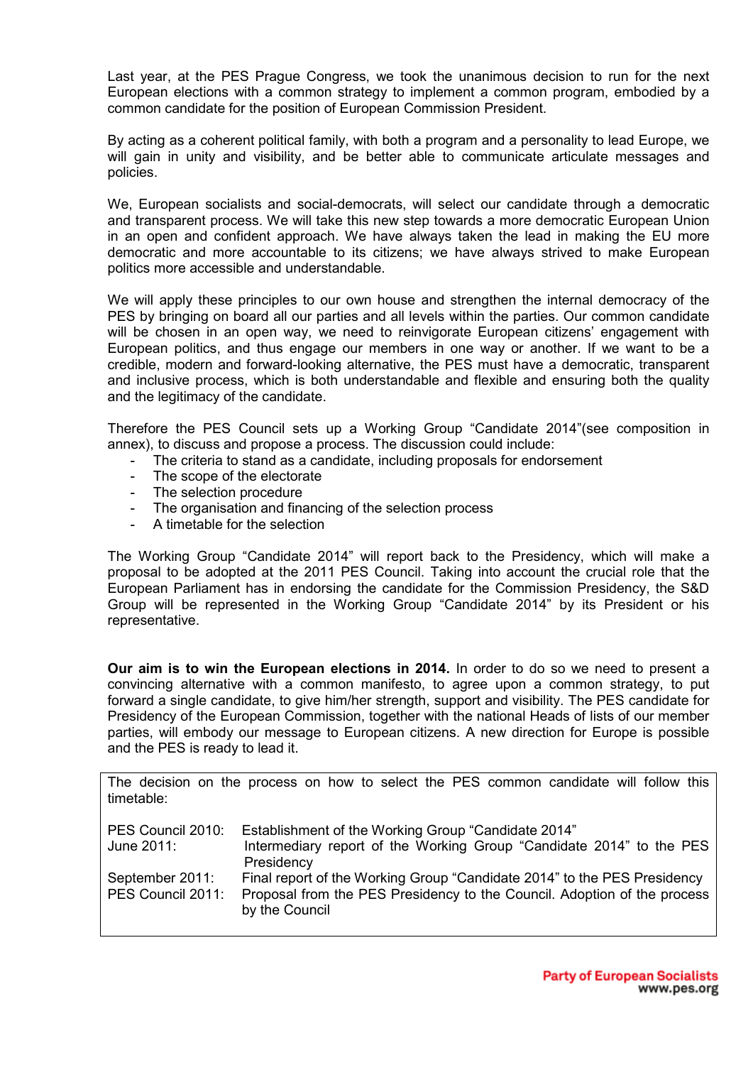Last year, at the PES Prague Congress, we took the unanimous decision to run for the next European elections with a common strategy to implement a common program, embodied by a common candidate for the position of European Commission President.

By acting as a coherent political family, with both a program and a personality to lead Europe, we will gain in unity and visibility, and be better able to communicate articulate messages and policies.

We, European socialists and social-democrats, will select our candidate through a democratic and transparent process. We will take this new step towards a more democratic European Union in an open and confident approach. We have always taken the lead in making the EU more democratic and more accountable to its citizens; we have always strived to make European politics more accessible and understandable.

We will apply these principles to our own house and strengthen the internal democracy of the PES by bringing on board all our parties and all levels within the parties. Our common candidate will be chosen in an open way, we need to reinvigorate European citizens' engagement with European politics, and thus engage our members in one way or another. If we want to be a credible, modern and forward-looking alternative, the PES must have a democratic, transparent and inclusive process, which is both understandable and flexible and ensuring both the quality and the legitimacy of the candidate.

Therefore the PES Council sets up a Working Group "Candidate 2014"(see composition in annex), to discuss and propose a process. The discussion could include:

- The criteria to stand as a candidate, including proposals for endorsement
- The scope of the electorate
- The selection procedure
- The organisation and financing of the selection process
- A timetable for the selection

The Working Group "Candidate 2014" will report back to the Presidency, which will make a proposal to be adopted at the 2011 PES Council. Taking into account the crucial role that the European Parliament has in endorsing the candidate for the Commission Presidency, the S&D Group will be represented in the Working Group "Candidate 2014" by its President or his representative.

**Our aim is to win the European elections in 2014.** In order to do so we need to present a convincing alternative with a common manifesto, to agree upon a common strategy, to put forward a single candidate, to give him/her strength, support and visibility. The PES candidate for Presidency of the European Commission, together with the national Heads of lists of our member parties, will embody our message to European citizens. A new direction for Europe is possible and the PES is ready to lead it.

The decision on the process on how to select the PES common candidate will follow this timetable:

| | |
|---|---|
| PES Council 2010: | Establishment of the Working Group "Candidate 2014" |
| June 2011: | Intermediary report of the Working Group "Candidate 2014" to the PES Presidency |
| September 2011: | Final report of the Working Group "Candidate 2014" to the PES Presidency |
| PES Council 2011: | Proposal from the PES Presidency to the Council. Adoption of the process by the Council |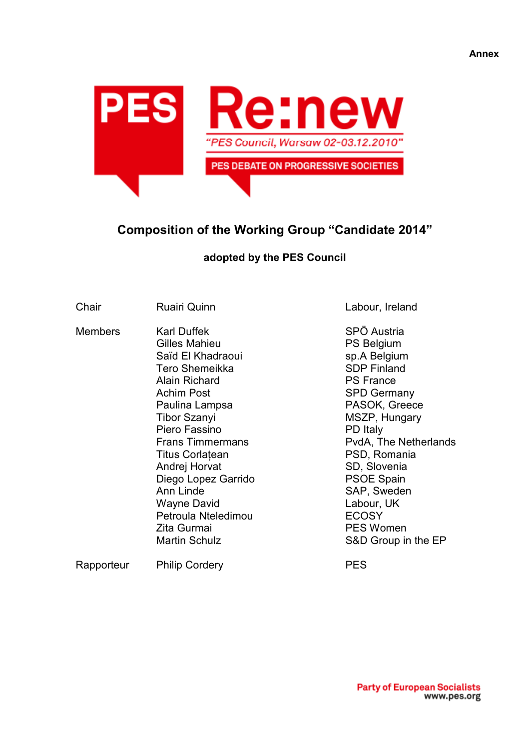**Annex**

PES Re:new

"PES Council, Warsaw 02-03.12.2010"

PES DEBATE ON PROGRESSIVE SOCIETIES

## Composition of the Working Group "Candidate 2014"

**adopted by the PES Council**

| | | |
|---|---|---|
| Chair | Ruairi Quinn | Labour, Ireland |
| Members | Karl Duffek | SPÖ Austria |
| | Gilles Mahieu | PS Belgium |
| | Saïd El Khadraoui | sp.A Belgium |
| | Tero Shemeikka | SDP Finland |
| | Alain Richard | PS France |
| | Achim Post | SPD Germany |
| | Paulina Lampsa | PASOK, Greece |
| | Tibor Szanyi | MSZP, Hungary |
| | Piero Fassino | PD Italy |
| | Frans Timmermans | PvdA, The Netherlands |
| | Titus Corlațean | PSD, Romania |
| | Andrej Horvat | SD, Slovenia |
| | Diego Lopez Garrido | PSOE Spain |
| | Ann Linde | SAP, Sweden |
| | Wayne David | Labour, UK |
| | Petroula Nteledimou | ECOSY |
| | Zita Gurmai | PES Women |
| | Martin Schulz | S&D Group in the EP |
| Rapporteur | Philip Cordery | PES |

Party of European Socialists
www.pes.org